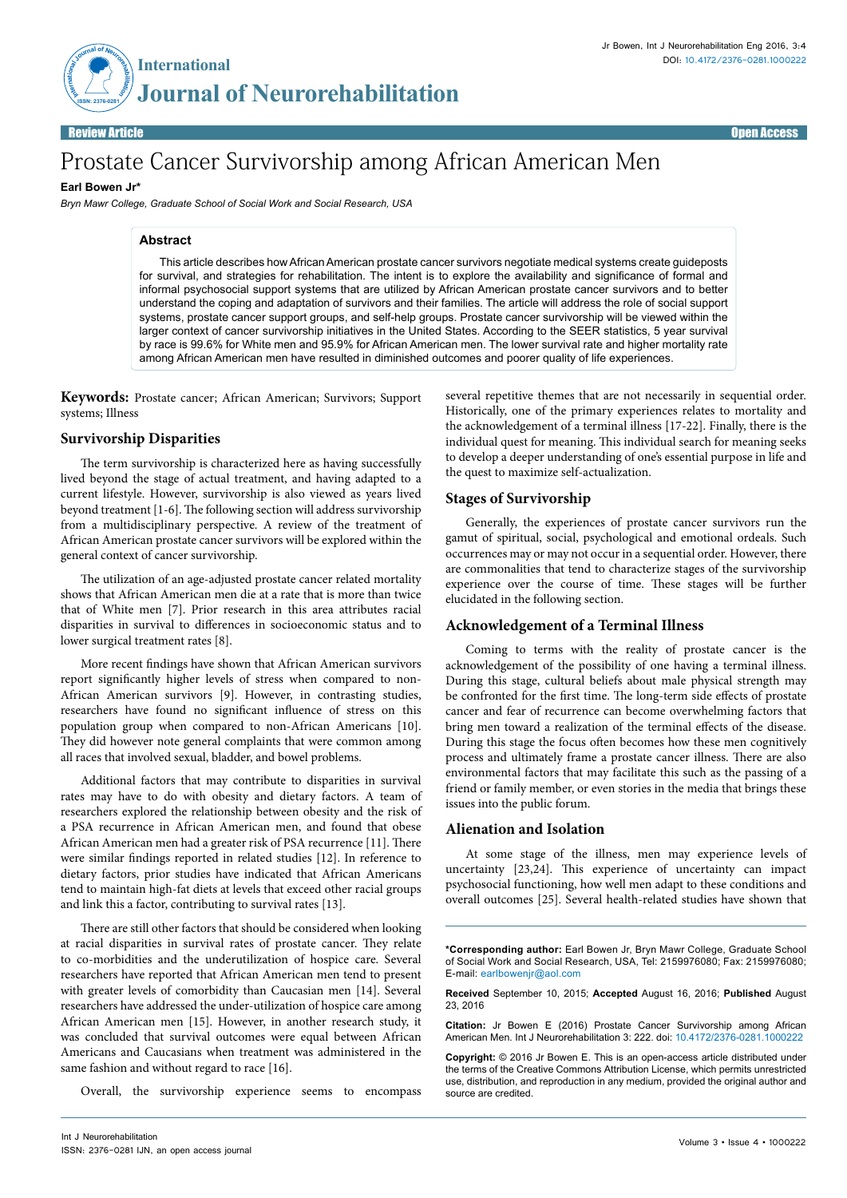Review Article | Open Access

# Prostate Cancer Survivorship among African American Men

**Earl Bowen Jr***

*Bryn Mawr College, Graduate School of Social Work and Social Research, USA*

## Abstract

This article describes how African American prostate cancer survivors negotiate medical systems create guideposts for survival, and strategies for rehabilitation. The intent is to explore the availability and significance of formal and informal psychosocial support systems that are utilized by African American prostate cancer survivors and to better understand the coping and adaptation of survivors and their families. The article will address the role of social support systems, prostate cancer support groups, and self-help groups. Prostate cancer survivorship will be viewed within the larger context of cancer survivorship initiatives in the United States. According to the SEER statistics, 5 year survival by race is 99.6% for White men and 95.9% for African American men. The lower survival rate and higher mortality rate among African American men have resulted in diminished outcomes and poorer quality of life experiences.

**Keywords:** Prostate cancer; African American; Survivors; Support systems; Illness

## Survivorship Disparities

The term survivorship is characterized here as having successfully lived beyond the stage of actual treatment, and having adapted to a current lifestyle. However, survivorship is also viewed as years lived beyond treatment [1-6]. The following section will address survivorship from a multidisciplinary perspective. A review of the treatment of African American prostate cancer survivors will be explored within the general context of cancer survivorship.

The utilization of an age-adjusted prostate cancer related mortality shows that African American men die at a rate that is more than twice that of White men [7]. Prior research in this area attributes racial disparities in survival to differences in socioeconomic status and to lower surgical treatment rates [8].

More recent findings have shown that African American survivors report significantly higher levels of stress when compared to non-African American survivors [9]. However, in contrasting studies, researchers have found no significant influence of stress on this population group when compared to non-African Americans [10]. They did however note general complaints that were common among all races that involved sexual, bladder, and bowel problems.

Additional factors that may contribute to disparities in survival rates may have to do with obesity and dietary factors. A team of researchers explored the relationship between obesity and the risk of a PSA recurrence in African American men, and found that obese African American men had a greater risk of PSA recurrence [11]. There were similar findings reported in related studies [12]. In reference to dietary factors, prior studies have indicated that African Americans tend to maintain high-fat diets at levels that exceed other racial groups and link this a factor, contributing to survival rates [13].

There are still other factors that should be considered when looking at racial disparities in survival rates of prostate cancer. They relate to co-morbidities and the underutilization of hospice care. Several researchers have reported that African American men tend to present with greater levels of comorbidity than Caucasian men [14]. Several researchers have addressed the under-utilization of hospice care among African American men [15]. However, in another research study, it was concluded that survival outcomes were equal between African Americans and Caucasians when treatment was administered in the same fashion and without regard to race [16].

Overall, the survivorship experience seems to encompass several repetitive themes that are not necessarily in sequential order. Historically, one of the primary experiences relates to mortality and the acknowledgement of a terminal illness [17-22]. Finally, there is the individual quest for meaning. This individual search for meaning seeks to develop a deeper understanding of one's essential purpose in life and the quest to maximize self-actualization.

## Stages of Survivorship

Generally, the experiences of prostate cancer survivors run the gamut of spiritual, social, psychological and emotional ordeals. Such occurrences may or may not occur in a sequential order. However, there are commonalities that tend to characterize stages of the survivorship experience over the course of time. These stages will be further elucidated in the following section.

## Acknowledgement of a Terminal Illness

Coming to terms with the reality of prostate cancer is the acknowledgement of the possibility of one having a terminal illness. During this stage, cultural beliefs about male physical strength may be confronted for the first time. The long-term side effects of prostate cancer and fear of recurrence can become overwhelming factors that bring men toward a realization of the terminal effects of the disease. During this stage the focus often becomes how these men cognitively process and ultimately frame a prostate cancer illness. There are also environmental factors that may facilitate this such as the passing of a friend or family member, or even stories in the media that brings these issues into the public forum.

## Alienation and Isolation

At some stage of the illness, men may experience levels of uncertainty [23,24]. This experience of uncertainty can impact psychosocial functioning, how well men adapt to these conditions and overall outcomes [25]. Several health-related studies have shown that

---

***Corresponding author:** Earl Bowen Jr, Bryn Mawr College, Graduate School of Social Work and Social Research, USA, Tel: 2159976080; Fax: 2159976080; E-mail: earlbowenjr@aol.com

**Received** September 10, 2015; **Accepted** August 16, 2016; **Published** August 23, 2016

**Citation:** Jr Bowen E (2016) Prostate Cancer Survivorship among African American Men. Int J Neurorehabilitation 3: 222. doi: 10.4172/2376-0281.1000222

**Copyright:** © 2016 Jr Bowen E. This is an open-access article distributed under the terms of the Creative Commons Attribution License, which permits unrestricted use, distribution, and reproduction in any medium, provided the original author and source are credited.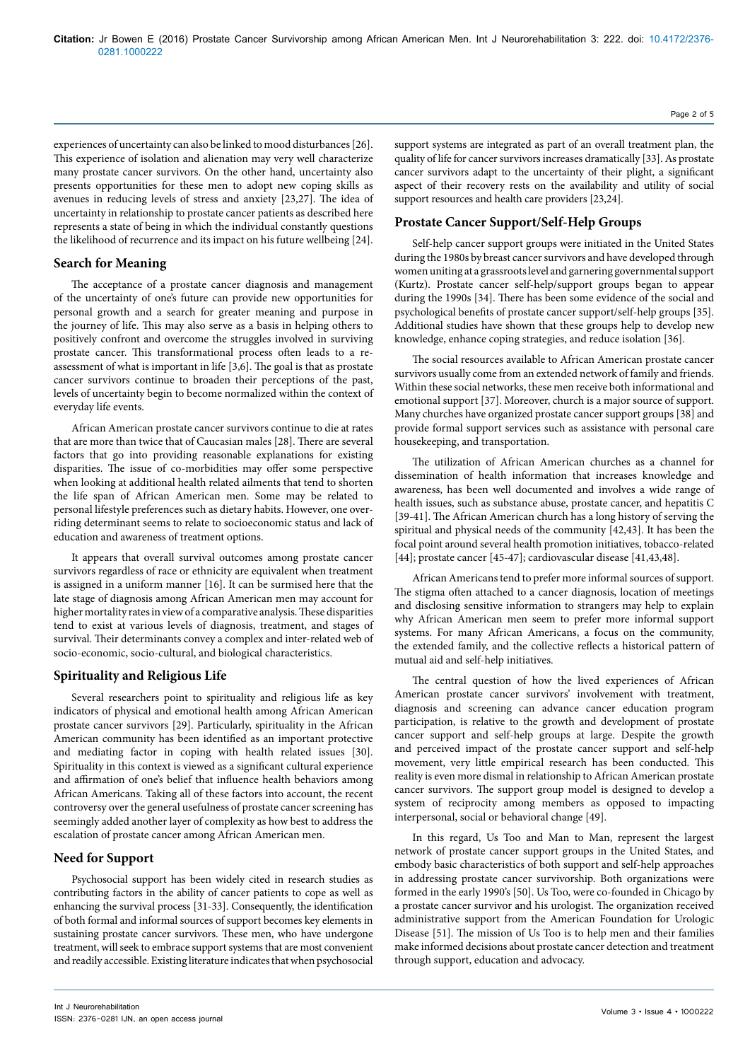experiences of uncertainty can also be linked to mood disturbances [26]. This experience of isolation and alienation may very well characterize many prostate cancer survivors. On the other hand, uncertainty also presents opportunities for these men to adopt new coping skills as avenues in reducing levels of stress and anxiety [23,27]. The idea of uncertainty in relationship to prostate cancer patients as described here represents a state of being in which the individual constantly questions the likelihood of recurrence and its impact on his future wellbeing [24].

## Search for Meaning

The acceptance of a prostate cancer diagnosis and management of the uncertainty of one's future can provide new opportunities for personal growth and a search for greater meaning and purpose in the journey of life. This may also serve as a basis in helping others to positively confront and overcome the struggles involved in surviving prostate cancer. This transformational process often leads to a re-assessment of what is important in life [3,6]. The goal is that as prostate cancer survivors continue to broaden their perceptions of the past, levels of uncertainty begin to become normalized within the context of everyday life events.

African American prostate cancer survivors continue to die at rates that are more than twice that of Caucasian males [28]. There are several factors that go into providing reasonable explanations for existing disparities. The issue of co-morbidities may offer some perspective when looking at additional health related ailments that tend to shorten the life span of African American men. Some may be related to personal lifestyle preferences such as dietary habits. However, one over-riding determinant seems to relate to socioeconomic status and lack of education and awareness of treatment options.

It appears that overall survival outcomes among prostate cancer survivors regardless of race or ethnicity are equivalent when treatment is assigned in a uniform manner [16]. It can be surmised here that the late stage of diagnosis among African American men may account for higher mortality rates in view of a comparative analysis. These disparities tend to exist at various levels of diagnosis, treatment, and stages of survival. Their determinants convey a complex and inter-related web of socio-economic, socio-cultural, and biological characteristics.

## Spirituality and Religious Life

Several researchers point to spirituality and religious life as key indicators of physical and emotional health among African American prostate cancer survivors [29]. Particularly, spirituality in the African American community has been identified as an important protective and mediating factor in coping with health related issues [30]. Spirituality in this context is viewed as a significant cultural experience and affirmation of one's belief that influence health behaviors among African Americans. Taking all of these factors into account, the recent controversy over the general usefulness of prostate cancer screening has seemingly added another layer of complexity as how best to address the escalation of prostate cancer among African American men.

## Need for Support

Psychosocial support has been widely cited in research studies as contributing factors in the ability of cancer patients to cope as well as enhancing the survival process [31-33]. Consequently, the identification of both formal and informal sources of support becomes key elements in sustaining prostate cancer survivors. These men, who have undergone treatment, will seek to embrace support systems that are most convenient and readily accessible. Existing literature indicates that when psychosocial support systems are integrated as part of an overall treatment plan, the quality of life for cancer survivors increases dramatically [33]. As prostate cancer survivors adapt to the uncertainty of their plight, a significant aspect of their recovery rests on the availability and utility of social support resources and health care providers [23,24].

## Prostate Cancer Support/Self-Help Groups

Self-help cancer support groups were initiated in the United States during the 1980s by breast cancer survivors and have developed through women uniting at a grassroots level and garnering governmental support (Kurtz). Prostate cancer self-help/support groups began to appear during the 1990s [34]. There has been some evidence of the social and psychological benefits of prostate cancer support/self-help groups [35]. Additional studies have shown that these groups help to develop new knowledge, enhance coping strategies, and reduce isolation [36].

The social resources available to African American prostate cancer survivors usually come from an extended network of family and friends. Within these social networks, these men receive both informational and emotional support [37]. Moreover, church is a major source of support. Many churches have organized prostate cancer support groups [38] and provide formal support services such as assistance with personal care housekeeping, and transportation.

The utilization of African American churches as a channel for dissemination of health information that increases knowledge and awareness, has been well documented and involves a wide range of health issues, such as substance abuse, prostate cancer, and hepatitis C [39-41]. The African American church has a long history of serving the spiritual and physical needs of the community [42,43]. It has been the focal point around several health promotion initiatives, tobacco-related [44]; prostate cancer [45-47]; cardiovascular disease [41,43,48].

African Americans tend to prefer more informal sources of support. The stigma often attached to a cancer diagnosis, location of meetings and disclosing sensitive information to strangers may help to explain why African American men seem to prefer more informal support systems. For many African Americans, a focus on the community, the extended family, and the collective reflects a historical pattern of mutual aid and self-help initiatives.

The central question of how the lived experiences of African American prostate cancer survivors' involvement with treatment, diagnosis and screening can advance cancer education program participation, is relative to the growth and development of prostate cancer support and self-help groups at large. Despite the growth and perceived impact of the prostate cancer support and self-help movement, very little empirical research has been conducted. This reality is even more dismal in relationship to African American prostate cancer survivors. The support group model is designed to develop a system of reciprocity among members as opposed to impacting interpersonal, social or behavioral change [49].

In this regard, Us Too and Man to Man, represent the largest network of prostate cancer support groups in the United States, and embody basic characteristics of both support and self-help approaches in addressing prostate cancer survivorship. Both organizations were formed in the early 1990's [50]. Us Too, were co-founded in Chicago by a prostate cancer survivor and his urologist. The organization received administrative support from the American Foundation for Urologic Disease [51]. The mission of Us Too is to help men and their families make informed decisions about prostate cancer detection and treatment through support, education and advocacy.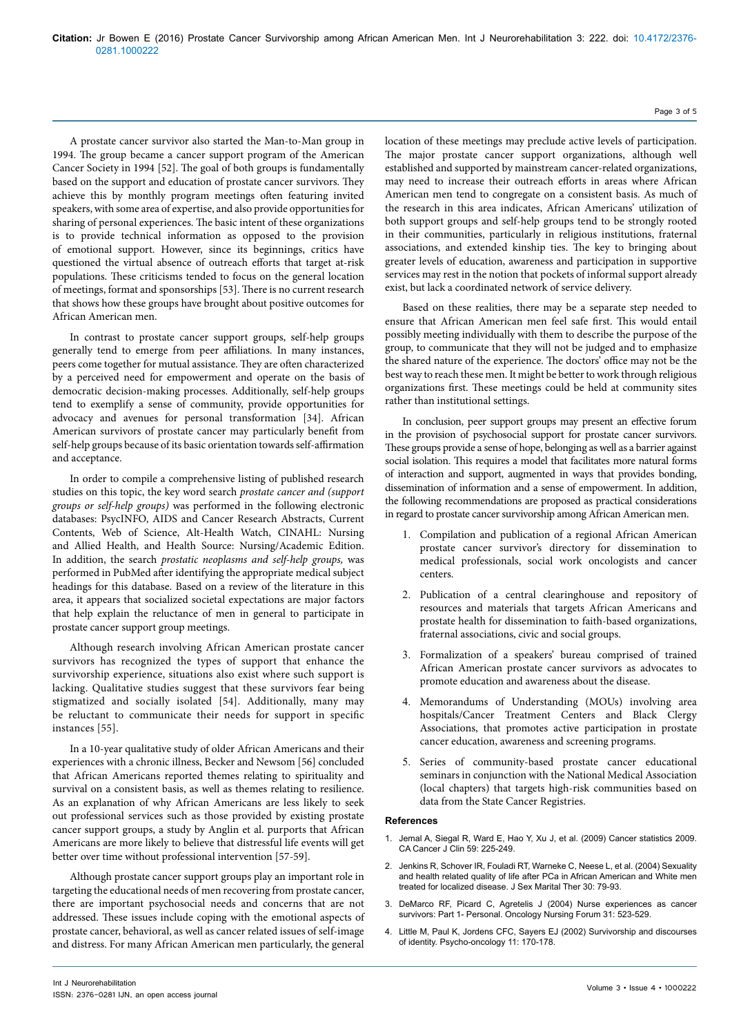A prostate cancer survivor also started the Man-to-Man group in 1994. The group became a cancer support program of the American Cancer Society in 1994 [52]. The goal of both groups is fundamentally based on the support and education of prostate cancer survivors. They achieve this by monthly program meetings often featuring invited speakers, with some area of expertise, and also provide opportunities for sharing of personal experiences. The basic intent of these organizations is to provide technical information as opposed to the provision of emotional support. However, since its beginnings, critics have questioned the virtual absence of outreach efforts that target at-risk populations. These criticisms tended to focus on the general location of meetings, format and sponsorships [53]. There is no current research that shows how these groups have brought about positive outcomes for African American men.

In contrast to prostate cancer support groups, self-help groups generally tend to emerge from peer affiliations. In many instances, peers come together for mutual assistance. They are often characterized by a perceived need for empowerment and operate on the basis of democratic decision-making processes. Additionally, self-help groups tend to exemplify a sense of community, provide opportunities for advocacy and avenues for personal transformation [34]. African American survivors of prostate cancer may particularly benefit from self-help groups because of its basic orientation towards self-affirmation and acceptance.

In order to compile a comprehensive listing of published research studies on this topic, the key word search *prostate cancer and (support groups or self-help groups)* was performed in the following electronic databases: PsycINFO, AIDS and Cancer Research Abstracts, Current Contents, Web of Science, Alt-Health Watch, CINAHL: Nursing and Allied Health, and Health Source: Nursing/Academic Edition. In addition, the search *prostatic neoplasms and self-help groups,* was performed in PubMed after identifying the appropriate medical subject headings for this database. Based on a review of the literature in this area, it appears that socialized societal expectations are major factors that help explain the reluctance of men in general to participate in prostate cancer support group meetings.

Although research involving African American prostate cancer survivors has recognized the types of support that enhance the survivorship experience, situations also exist where such support is lacking. Qualitative studies suggest that these survivors fear being stigmatized and socially isolated [54]. Additionally, many may be reluctant to communicate their needs for support in specific instances [55].

In a 10-year qualitative study of older African Americans and their experiences with a chronic illness, Becker and Newsom [56] concluded that African Americans reported themes relating to spirituality and survival on a consistent basis, as well as themes relating to resilience. As an explanation of why African Americans are less likely to seek out professional services such as those provided by existing prostate cancer support groups, a study by Anglin et al. purports that African Americans are more likely to believe that distressful life events will get better over time without professional intervention [57-59].

Although prostate cancer support groups play an important role in targeting the educational needs of men recovering from prostate cancer, there are important psychosocial needs and concerns that are not addressed. These issues include coping with the emotional aspects of prostate cancer, behavioral, as well as cancer related issues of self-image and distress. For many African American men particularly, the general location of these meetings may preclude active levels of participation. The major prostate cancer support organizations, although well established and supported by mainstream cancer-related organizations, may need to increase their outreach efforts in areas where African American men tend to congregate on a consistent basis. As much of the research in this area indicates, African Americans' utilization of both support groups and self-help groups tend to be strongly rooted in their communities, particularly in religious institutions, fraternal associations, and extended kinship ties. The key to bringing about greater levels of education, awareness and participation in supportive services may rest in the notion that pockets of informal support already exist, but lack a coordinated network of service delivery.

Based on these realities, there may be a separate step needed to ensure that African American men feel safe first. This would entail possibly meeting individually with them to describe the purpose of the group, to communicate that they will not be judged and to emphasize the shared nature of the experience. The doctors' office may not be the best way to reach these men. It might be better to work through religious organizations first. These meetings could be held at community sites rather than institutional settings.

In conclusion, peer support groups may present an effective forum in the provision of psychosocial support for prostate cancer survivors. These groups provide a sense of hope, belonging as well as a barrier against social isolation. This requires a model that facilitates more natural forms of interaction and support, augmented in ways that provides bonding, dissemination of information and a sense of empowerment. In addition, the following recommendations are proposed as practical considerations in regard to prostate cancer survivorship among African American men.

1. Compilation and publication of a regional African American prostate cancer survivor's directory for dissemination to medical professionals, social work oncologists and cancer centers.
2. Publication of a central clearinghouse and repository of resources and materials that targets African Americans and prostate health for dissemination to faith-based organizations, fraternal associations, civic and social groups.
3. Formalization of a speakers' bureau comprised of trained African American prostate cancer survivors as advocates to promote education and awareness about the disease.
4. Memorandums of Understanding (MOUs) involving area hospitals/Cancer Treatment Centers and Black Clergy Associations, that promotes active participation in prostate cancer education, awareness and screening programs.
5. Series of community-based prostate cancer educational seminars in conjunction with the National Medical Association (local chapters) that targets high-risk communities based on data from the State Cancer Registries.

## References

1. Jemal A, Siegal R, Ward E, Hao Y, Xu J, et al. (2009) Cancer statistics 2009. CA Cancer J Clin 59: 225-249.
2. Jenkins R, Schover IR, Fouladi RT, Warneke C, Neese L, et al. (2004) Sexuality and health related quality of life after PCa in African American and White men treated for localized disease. J Sex Marital Ther 30: 79-93.
3. DeMarco RF, Picard C, Agretelis J (2004) Nurse experiences as cancer survivors: Part 1- Personal. Oncology Nursing Forum 31: 523-529.
4. Little M, Paul K, Jordens CFC, Sayers EJ (2002) Survivorship and discourses of identity. Psycho-oncology 11: 170-178.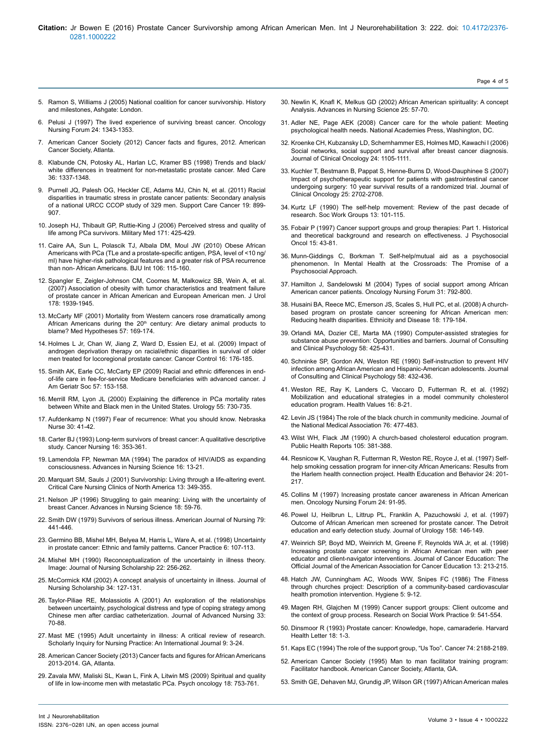5. Ramon S, Williams J (2005) National coalition for cancer survivorship. History and milestones, Ashgate: London.

6. Pelusi J (1997) The lived experience of surviving breast cancer. Oncology Nursing Forum 24: 1343-1353.

7. American Cancer Society (2012) Cancer facts and figures, 2012. American Cancer Society, Atlanta.

8. Klabunde CN, Potosky AL, Harlan LC, Kramer BS (1998) Trends and black/white differences in treatment for non-metastatic prostate cancer. Med Care 36: 1337-1348.

9. Purnell JQ, Palesh OG, Heckler CE, Adams MJ, Chin N, et al. (2011) Racial disparities in traumatic stress in prostate cancer patients: Secondary analysis of a national URCC CCOP study of 329 men. Support Care Cancer 19: 899-907.

10. Joseph HJ, Thibault GP, Ruttie-King J (2006) Perceived stress and quality of life among PCa survivors. Military Med 171: 425-429.

11. Caire AA, Sun L, Polascik TJ, Albala DM, Moul JW (2010) Obese African Americans with PCa (TLe and a prostate-specific antigen, PSA, level of <10 ng/ml) have higher-risk pathological features and a greater risk of PSA recurrence than non- African Americans. BJU Int 106: 115-160.

12. Spangler E, Zeigler-Johnson CM, Coomes M, Malkowicz SB, Wein A, et al. (2007) Association of obesity with tumor characteristics and treatment failure of prostate cancer in African American and European American men. J Urol 178: 1939-1945.

13. McCarty MF (2001) Mortality from Western cancers rose dramatically among African Americans during the 20th century: Are dietary animal products to blame? Med Hypotheses 57: 169-174.

14. Holmes L Jr, Chan W, Jiang Z, Ward D, Essien EJ, et al. (2009) Impact of androgen deprivation therapy on racial/ethnic disparities in survival of older men treated for locoregional prostate cancer. Cancer Control 16: 176-185.

15. Smith AK, Earle CC, McCarty EP (2009) Racial and ethnic differences in end-of-life care in fee-for-service Medicare beneficiaries with advanced cancer. J Am Geriatr Soc 57: 153-158.

16. Merrill RM, Lyon JL (2000) Explaining the difference in PCa mortality rates between White and Black men in the United States. Urology 55: 730-735.

17. Aufdenkamp N (1997) Fear of recurrence: What you should know. Nebraska Nurse 30: 41-42.

18. Carter BJ (1993) Long-term survivors of breast cancer: A qualitative descriptive study. Cancer Nursing 16: 353-361.

19. Lamendola FP, Newman MA (1994) The paradox of HIV/AIDS as expanding consciousness. Advances in Nursing Science 16: 13-21.

20. Marquart SM, Sauls J (2001) Survivorship: Living through a life-altering event. Critical Care Nursing Clinics of North America 13: 349-355.

21. Nelson JP (1996) Struggling to gain meaning: Living with the uncertainty of breast Cancer. Advances in Nursing Science 18: 59-76.

22. Smith DW (1979) Survivors of serious illness. American Journal of Nursing 79: 441-446.

23. Germino BB, Mishel MH, Belyea M, Harris L, Ware A, et al. (1998) Uncertainty in prostate cancer: Ethnic and family patterns. Cancer Practice 6: 107-113.

24. Mishel MH (1990) Reconceptualization of the uncertainty in illness theory. Image: Journal of Nursing Scholarship 22: 256-262.

25. McCormick KM (2002) A concept analysis of uncertainty in illness. Journal of Nursing Scholarship 34: 127-131.

26. Taylor-Piliae RE, Molassiotis A (2001) An exploration of the relationships between uncertainty, psychological distress and type of coping strategy among Chinese men after cardiac catheterization. Journal of Advanced Nursing 33: 70-88.

27. Mast ME (1995) Adult uncertainty in illness: A critical review of research. Scholarly Inquiry for Nursing Practice: An International Journal 9: 3-24.

28. American Cancer Society (2013) Cancer facts and figures for African Americans 2013-2014. GA, Atlanta.

29. Zavala MW, Maliski SL, Kwan L, Fink A, Litwin MS (2009) Spiritual and quality of life in low-income men with metastatic PCa. Psych oncology 18: 753-761.

30. Newlin K, Knafl K, Melkus GD (2002) African American spirituality: A concept Analysis. Advances in Nursing Science 25: 57-70.

31. Adler NE, Page AEK (2008) Cancer care for the whole patient: Meeting psychological health needs. National Academies Press, Washington, DC.

32. Kroenke CH, Kubzansky LD, Schernhammer ES, Holmes MD, Kawachi I (2006) Social networks, social support and survival after breast cancer diagnosis. Journal of Clinical Oncology 24: 1105-1111.

33. Kuchler T, Bestmann B, Pappat S, Henne-Burns D, Wood-Dauphinee S (2007) Impact of psychotherapeutic support for patients with gastrointestinal cancer undergoing surgery: 10 year survival results of a randomized trial. Journal of Clinical Oncology 25: 2702-2708.

34. Kurtz LF (1990) The self-help movement: Review of the past decade of research. Soc Work Groups 13: 101-115.

35. Fobair P (1997) Cancer support groups and group therapies: Part 1. Historical and theoretical background and research on effectiveness. J Psychosocial Oncol 15: 43-81.

36. Munn-Giddings C, Borkman T. Self-help/mutual aid as a psychosocial phenomenon. In Mental Health at the Crossroads: The Promise of a Psychosocial Approach.

37. Hamilton J, Sandelowski M (2004) Types of social support among African American cancer patients. Oncology Nursing Forum 31: 792-800.

38. Husaini BA, Reece MC, Emerson JS, Scales S, Hull PC, et al. (2008) A church-based program on prostate cancer screening for African American men: Reducing health disparities. Ethnicity and Disease 18: 179-184.

39. Orlandi MA, Dozier CE, Marta MA (1990) Computer-assisted strategies for substance abuse prevention: Opportunities and barriers. Journal of Consulting and Clinical Psychology 58: 425-431.

40. Schninke SP, Gordon AN, Weston RE (1990) Self-instruction to prevent HIV infection among African American and Hispanic-American adolescents. Journal of Consulting and Clinical Psychology 58: 432-436.

41. Weston RE, Ray K, Landers C, Vaccaro D, Futterman R, et al. (1992) Mobilization and educational strategies in a model community cholesterol education program. Health Values 16: 8-21.

42. Levin JS (1984) The role of the black church in community medicine. Journal of the National Medical Association 76: 477-483.

43. Wilst WH, Flack JM (1990) A church-based cholesterol education program. Public Health Reports 105: 381-388.

44. Resnicow K, Vaughan R, Futterman R, Weston RE, Royce J, et al. (1997) Self-help smoking cessation program for inner-city African Americans: Results from the Harlem health connection project. Health Education and Behavior 24: 201-217.

45. Collins M (1997) Increasing prostate cancer awareness in African American men. Oncology Nursing Forum 24: 91-95.

46. Powel IJ, Heilbrun L, Littrup PL, Franklin A, Pazuchowski J, et al. (1997) Outcome of African American men screened for prostate cancer. The Detroit education and early detection study. Journal of Urology 158: 146-149.

47. Weinrich SP, Boyd MD, Weinrich M, Greene F, Reynolds WA Jr, et al. (1998) Increasing prostate cancer screening in African American men with peer educator and client-navigator interventions. Journal of Cancer Education: The Official Journal of the American Association for Cancer Education 13: 213-215.

48. Hatch JW, Cunningham AC, Woods WW, Snipes FC (1986) The Fitness through churches project: Description of a community-based cardiovascular health promotion intervention. Hygiene 5: 9-12.

49. Magen RH, Glajchen M (1999) Cancer support groups: Client outcome and the context of group process. Research on Social Work Practice 9: 541-554.

50. Dinsmoor R (1993) Prostate cancer: Knowledge, hope, camaraderie. Harvard Health Letter 18: 1-3.

51. Kaps EC (1994) The role of the support group, "Us Too". Cancer 74: 2188-2189.

52. American Cancer Society (1995) Man to man facilitator training program: Facilitator handbook. American Cancer Society, Atlanta, GA.

53. Smith GE, Dehaven MJ, Grundig JP, Wilson GR (1997) African American males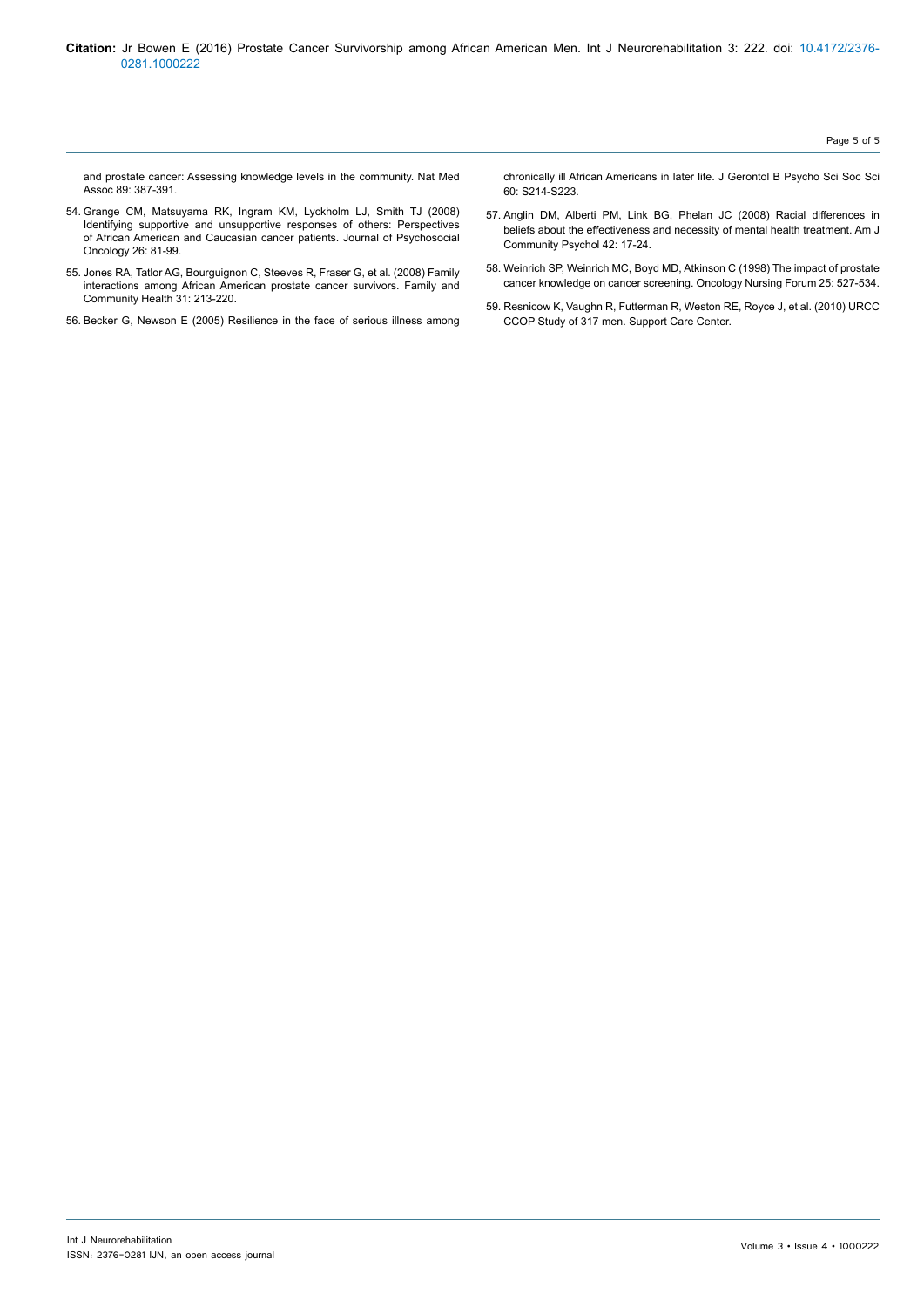and prostate cancer: Assessing knowledge levels in the community. Nat Med Assoc 89: 387-391.

54. Grange CM, Matsuyama RK, Ingram KM, Lyckholm LJ, Smith TJ (2008) Identifying supportive and unsupportive responses of others: Perspectives of African American and Caucasian cancer patients. Journal of Psychosocial Oncology 26: 81-99.

55. Jones RA, Tatlor AG, Bourguignon C, Steeves R, Fraser G, et al. (2008) Family interactions among African American prostate cancer survivors. Family and Community Health 31: 213-220.

56. Becker G, Newson E (2005) Resilience in the face of serious illness among chronically ill African Americans in later life. J Gerontol B Psycho Sci Soc Sci 60: S214-S223.

57. Anglin DM, Alberti PM, Link BG, Phelan JC (2008) Racial differences in beliefs about the effectiveness and necessity of mental health treatment. Am J Community Psychol 42: 17-24.

58. Weinrich SP, Weinrich MC, Boyd MD, Atkinson C (1998) The impact of prostate cancer knowledge on cancer screening. Oncology Nursing Forum 25: 527-534.

59. Resnicow K, Vaughn R, Futterman R, Weston RE, Royce J, et al. (2010) URCC CCOP Study of 317 men. Support Care Center.